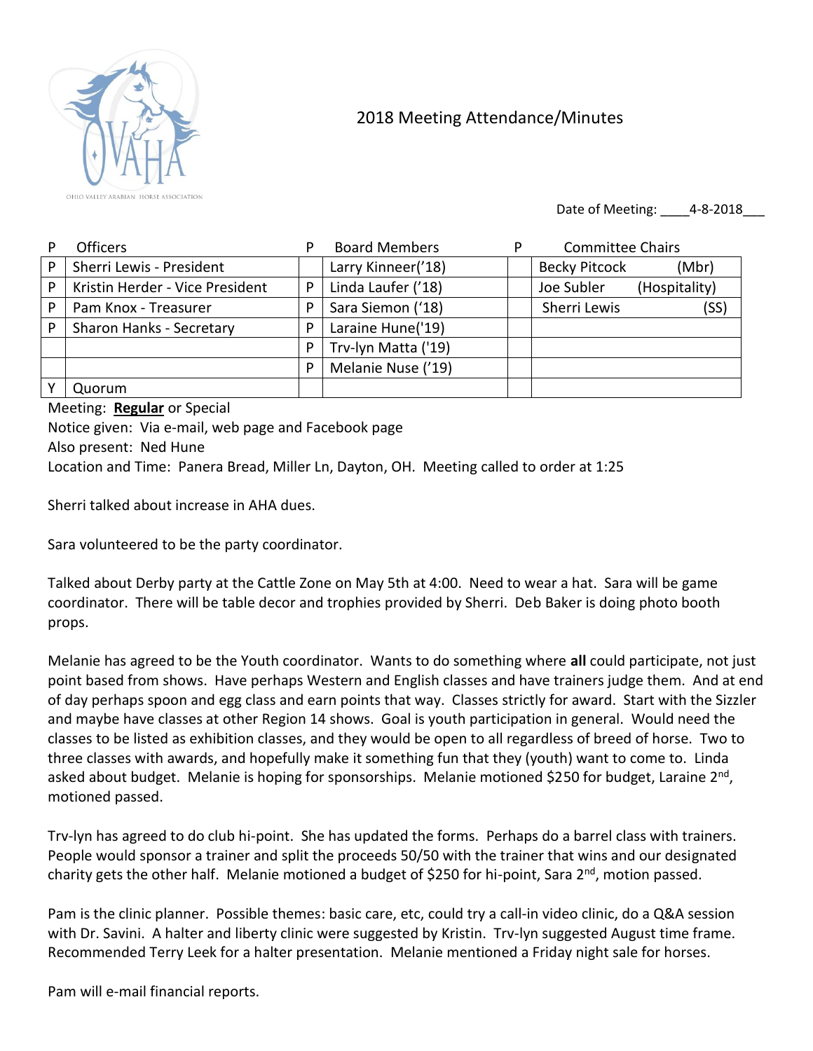OHIO VALLEY ARABIAN HORSE ASSOCIATION

# 2018 Meeting Attendance/Minutes

Date of Meeting: \_\_\_\_4-8-2018\_\_\_

| P | Officers | P | Board Members | P | Committee Chairs |
|---|---|---|---|---|---|
| P | Sherri Lewis - President | | Larry Kinneer('18) | | Becky Pitcock (Mbr) |
| P | Kristin Herder - Vice President | P | Linda Laufer ('18) | | Joe Subler (Hospitality) |
| P | Pam Knox - Treasurer | P | Sara Siemon ('18) | | Sherri Lewis (SS) |
| P | Sharon Hanks - Secretary | P | Laraine Hune('19) | | |
| | | P | Trv-lyn Matta ('19) | | |
| | | P | Melanie Nuse ('19) | | |
| Y | Quorum | | | | |

Meeting: **Regular** or Special

Notice given: Via e-mail, web page and Facebook page

Also present: Ned Hune

Location and Time: Panera Bread, Miller Ln, Dayton, OH. Meeting called to order at 1:25

Sherri talked about increase in AHA dues.

Sara volunteered to be the party coordinator.

Talked about Derby party at the Cattle Zone on May 5th at 4:00. Need to wear a hat. Sara will be game coordinator. There will be table decor and trophies provided by Sherri. Deb Baker is doing photo booth props.

Melanie has agreed to be the Youth coordinator. Wants to do something where **all** could participate, not just point based from shows. Have perhaps Western and English classes and have trainers judge them. And at end of day perhaps spoon and egg class and earn points that way. Classes strictly for award. Start with the Sizzler and maybe have classes at other Region 14 shows. Goal is youth participation in general. Would need the classes to be listed as exhibition classes, and they would be open to all regardless of breed of horse. Two to three classes with awards, and hopefully make it something fun that they (youth) want to come to. Linda asked about budget. Melanie is hoping for sponsorships. Melanie motioned $250 for budget, Laraine 2nd, motioned passed.

Trv-lyn has agreed to do club hi-point. She has updated the forms. Perhaps do a barrel class with trainers. People would sponsor a trainer and split the proceeds 50/50 with the trainer that wins and our designated charity gets the other half. Melanie motioned a budget of $250 for hi-point, Sara 2nd, motion passed.

Pam is the clinic planner. Possible themes: basic care, etc, could try a call-in video clinic, do a Q&A session with Dr. Savini. A halter and liberty clinic were suggested by Kristin. Trv-lyn suggested August time frame. Recommended Terry Leek for a halter presentation. Melanie mentioned a Friday night sale for horses.

Pam will e-mail financial reports.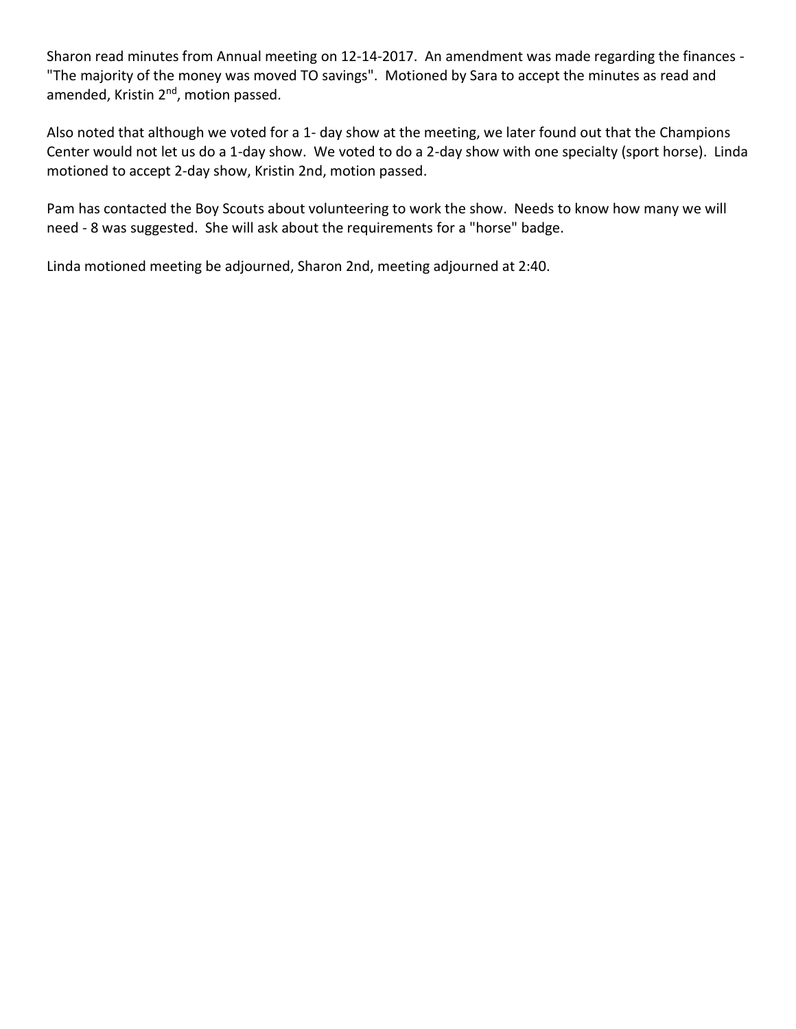Sharon read minutes from Annual meeting on 12-14-2017. An amendment was made regarding the finances - "The majority of the money was moved TO savings". Motioned by Sara to accept the minutes as read and amended, Kristin 2[nd], motion passed.

Also noted that although we voted for a 1- day show at the meeting, we later found out that the Champions Center would not let us do a 1-day show. We voted to do a 2-day show with one specialty (sport horse). Linda motioned to accept 2-day show, Kristin 2nd, motion passed.

Pam has contacted the Boy Scouts about volunteering to work the show. Needs to know how many we will need - 8 was suggested. She will ask about the requirements for a "horse" badge.

Linda motioned meeting be adjourned, Sharon 2nd, meeting adjourned at 2:40.